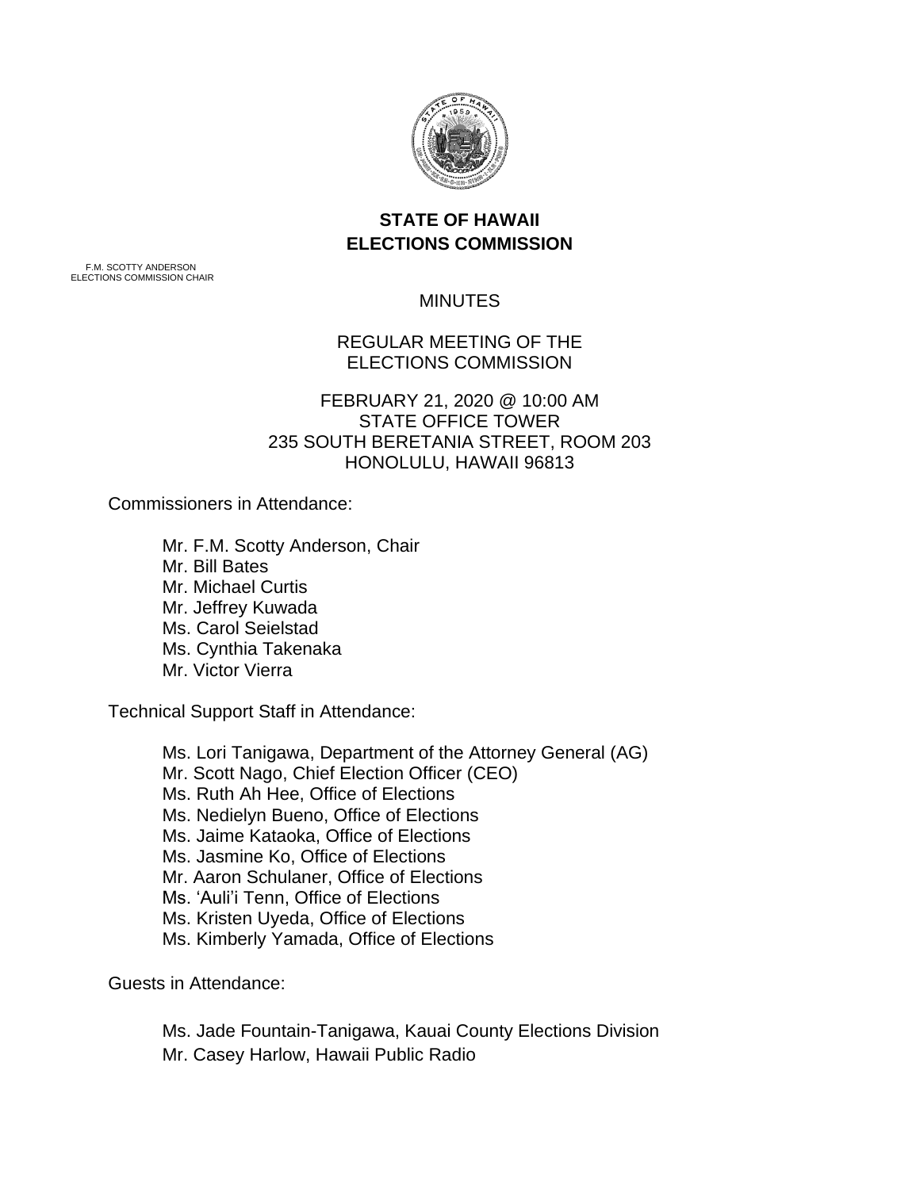**STATE OF HAWAII**
**ELECTIONS COMMISSION**

F.M. SCOTTY ANDERSON
ELECTIONS COMMISSION CHAIR

MINUTES

REGULAR MEETING OF THE
ELECTIONS COMMISSION

FEBRUARY 21, 2020 @ 10:00 AM
STATE OFFICE TOWER
235 SOUTH BERETANIA STREET, ROOM 203
HONOLULU, HAWAII 96813

Commissioners in Attendance:

- Mr. F.M. Scotty Anderson, Chair
- Mr. Bill Bates
- Mr. Michael Curtis
- Mr. Jeffrey Kuwada
- Ms. Carol Seielstad
- Ms. Cynthia Takenaka
- Mr. Victor Vierra

Technical Support Staff in Attendance:

- Ms. Lori Tanigawa, Department of the Attorney General (AG)
- Mr. Scott Nago, Chief Election Officer (CEO)
- Ms. Ruth Ah Hee, Office of Elections
- Ms. Nedielyn Bueno, Office of Elections
- Ms. Jaime Kataoka, Office of Elections
- Ms. Jasmine Ko, Office of Elections
- Mr. Aaron Schulaner, Office of Elections
- Ms. 'Auli'i Tenn, Office of Elections
- Ms. Kristen Uyeda, Office of Elections
- Ms. Kimberly Yamada, Office of Elections

Guests in Attendance:

- Ms. Jade Fountain-Tanigawa, Kauai County Elections Division
- Mr. Casey Harlow, Hawaii Public Radio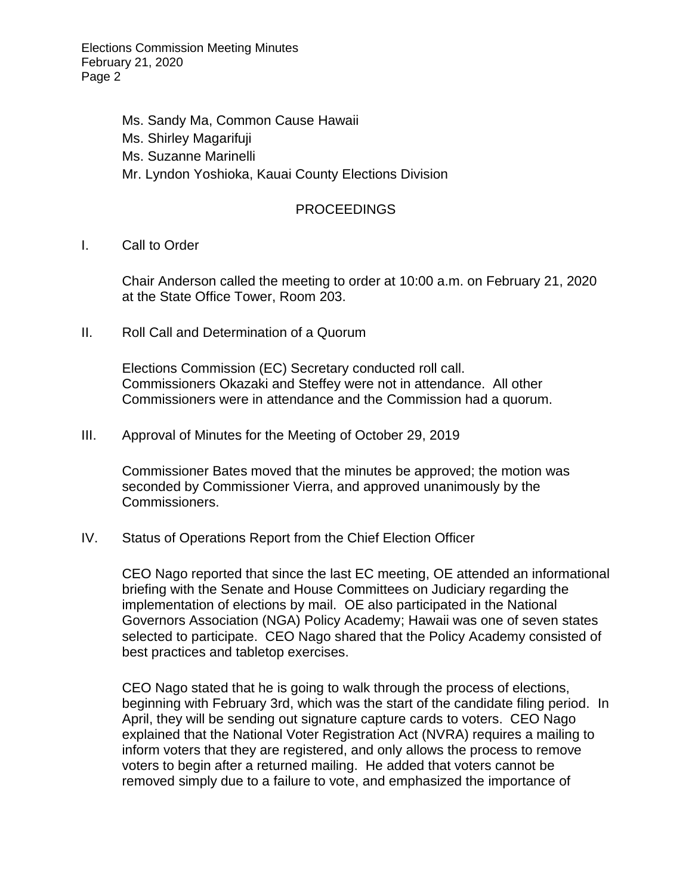Ms. Sandy Ma, Common Cause Hawaii
Ms. Shirley Magarifuji
Ms. Suzanne Marinelli
Mr. Lyndon Yoshioka, Kauai County Elections Division

## PROCEEDINGS

I. Call to Order

Chair Anderson called the meeting to order at 10:00 a.m. on February 21, 2020 at the State Office Tower, Room 203.

II. Roll Call and Determination of a Quorum

Elections Commission (EC) Secretary conducted roll call. Commissioners Okazaki and Steffey were not in attendance. All other Commissioners were in attendance and the Commission had a quorum.

III. Approval of Minutes for the Meeting of October 29, 2019

Commissioner Bates moved that the minutes be approved; the motion was seconded by Commissioner Vierra, and approved unanimously by the Commissioners.

IV. Status of Operations Report from the Chief Election Officer

CEO Nago reported that since the last EC meeting, OE attended an informational briefing with the Senate and House Committees on Judiciary regarding the implementation of elections by mail. OE also participated in the National Governors Association (NGA) Policy Academy; Hawaii was one of seven states selected to participate. CEO Nago shared that the Policy Academy consisted of best practices and tabletop exercises.

CEO Nago stated that he is going to walk through the process of elections, beginning with February 3rd, which was the start of the candidate filing period. In April, they will be sending out signature capture cards to voters. CEO Nago explained that the National Voter Registration Act (NVRA) requires a mailing to inform voters that they are registered, and only allows the process to remove voters to begin after a returned mailing. He added that voters cannot be removed simply due to a failure to vote, and emphasized the importance of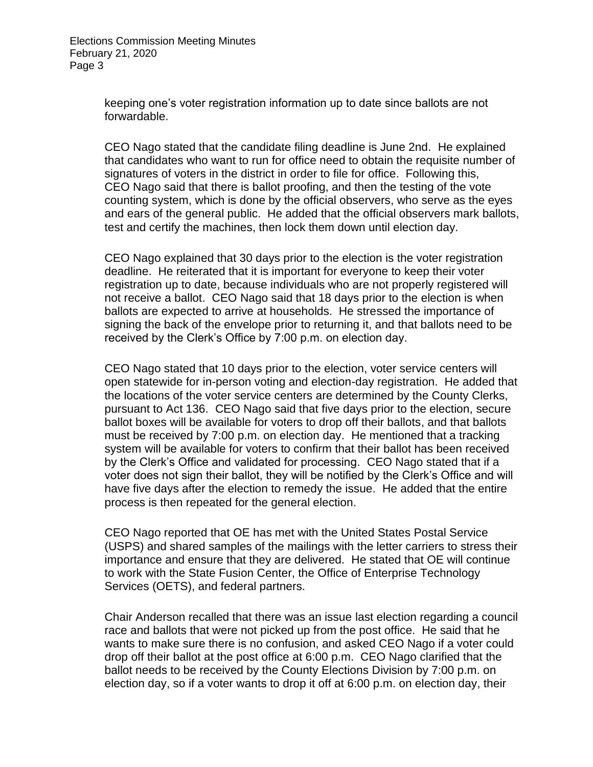keeping one's voter registration information up to date since ballots are not forwardable.

CEO Nago stated that the candidate filing deadline is June 2nd. He explained that candidates who want to run for office need to obtain the requisite number of signatures of voters in the district in order to file for office. Following this, CEO Nago said that there is ballot proofing, and then the testing of the vote counting system, which is done by the official observers, who serve as the eyes and ears of the general public. He added that the official observers mark ballots, test and certify the machines, then lock them down until election day.

CEO Nago explained that 30 days prior to the election is the voter registration deadline. He reiterated that it is important for everyone to keep their voter registration up to date, because individuals who are not properly registered will not receive a ballot. CEO Nago said that 18 days prior to the election is when ballots are expected to arrive at households. He stressed the importance of signing the back of the envelope prior to returning it, and that ballots need to be received by the Clerk's Office by 7:00 p.m. on election day.

CEO Nago stated that 10 days prior to the election, voter service centers will open statewide for in-person voting and election-day registration. He added that the locations of the voter service centers are determined by the County Clerks, pursuant to Act 136. CEO Nago said that five days prior to the election, secure ballot boxes will be available for voters to drop off their ballots, and that ballots must be received by 7:00 p.m. on election day. He mentioned that a tracking system will be available for voters to confirm that their ballot has been received by the Clerk's Office and validated for processing. CEO Nago stated that if a voter does not sign their ballot, they will be notified by the Clerk's Office and will have five days after the election to remedy the issue. He added that the entire process is then repeated for the general election.

CEO Nago reported that OE has met with the United States Postal Service (USPS) and shared samples of the mailings with the letter carriers to stress their importance and ensure that they are delivered. He stated that OE will continue to work with the State Fusion Center, the Office of Enterprise Technology Services (OETS), and federal partners.

Chair Anderson recalled that there was an issue last election regarding a council race and ballots that were not picked up from the post office. He said that he wants to make sure there is no confusion, and asked CEO Nago if a voter could drop off their ballot at the post office at 6:00 p.m. CEO Nago clarified that the ballot needs to be received by the County Elections Division by 7:00 p.m. on election day, so if a voter wants to drop it off at 6:00 p.m. on election day, their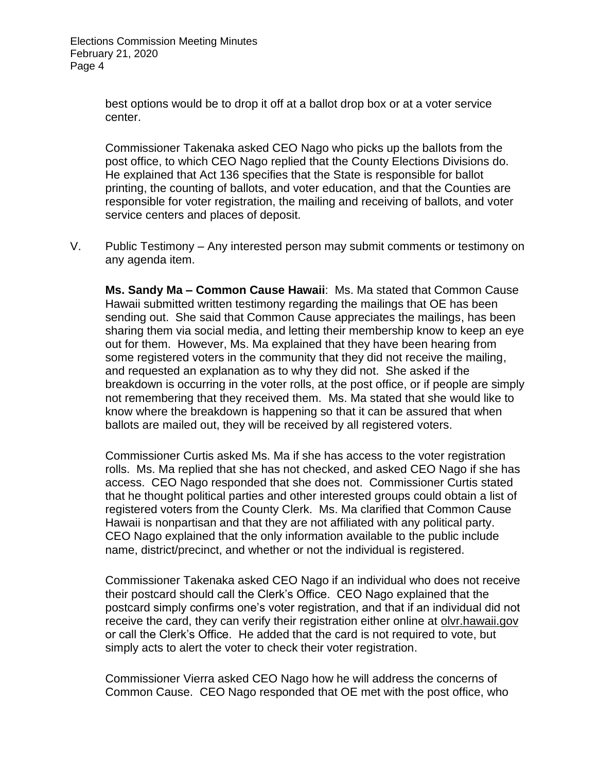best options would be to drop it off at a ballot drop box or at a voter service center.

Commissioner Takenaka asked CEO Nago who picks up the ballots from the post office, to which CEO Nago replied that the County Elections Divisions do. He explained that Act 136 specifies that the State is responsible for ballot printing, the counting of ballots, and voter education, and that the Counties are responsible for voter registration, the mailing and receiving of ballots, and voter service centers and places of deposit.

V. Public Testimony – Any interested person may submit comments or testimony on any agenda item.

**Ms. Sandy Ma – Common Cause Hawaii**: Ms. Ma stated that Common Cause Hawaii submitted written testimony regarding the mailings that OE has been sending out. She said that Common Cause appreciates the mailings, has been sharing them via social media, and letting their membership know to keep an eye out for them. However, Ms. Ma explained that they have been hearing from some registered voters in the community that they did not receive the mailing, and requested an explanation as to why they did not. She asked if the breakdown is occurring in the voter rolls, at the post office, or if people are simply not remembering that they received them. Ms. Ma stated that she would like to know where the breakdown is happening so that it can be assured that when ballots are mailed out, they will be received by all registered voters.

Commissioner Curtis asked Ms. Ma if she has access to the voter registration rolls. Ms. Ma replied that she has not checked, and asked CEO Nago if she has access. CEO Nago responded that she does not. Commissioner Curtis stated that he thought political parties and other interested groups could obtain a list of registered voters from the County Clerk. Ms. Ma clarified that Common Cause Hawaii is nonpartisan and that they are not affiliated with any political party. CEO Nago explained that the only information available to the public include name, district/precinct, and whether or not the individual is registered.

Commissioner Takenaka asked CEO Nago if an individual who does not receive their postcard should call the Clerk's Office. CEO Nago explained that the postcard simply confirms one's voter registration, and that if an individual did not receive the card, they can verify their registration either online at olvr.hawaii.gov or call the Clerk's Office. He added that the card is not required to vote, but simply acts to alert the voter to check their voter registration.

Commissioner Vierra asked CEO Nago how he will address the concerns of Common Cause. CEO Nago responded that OE met with the post office, who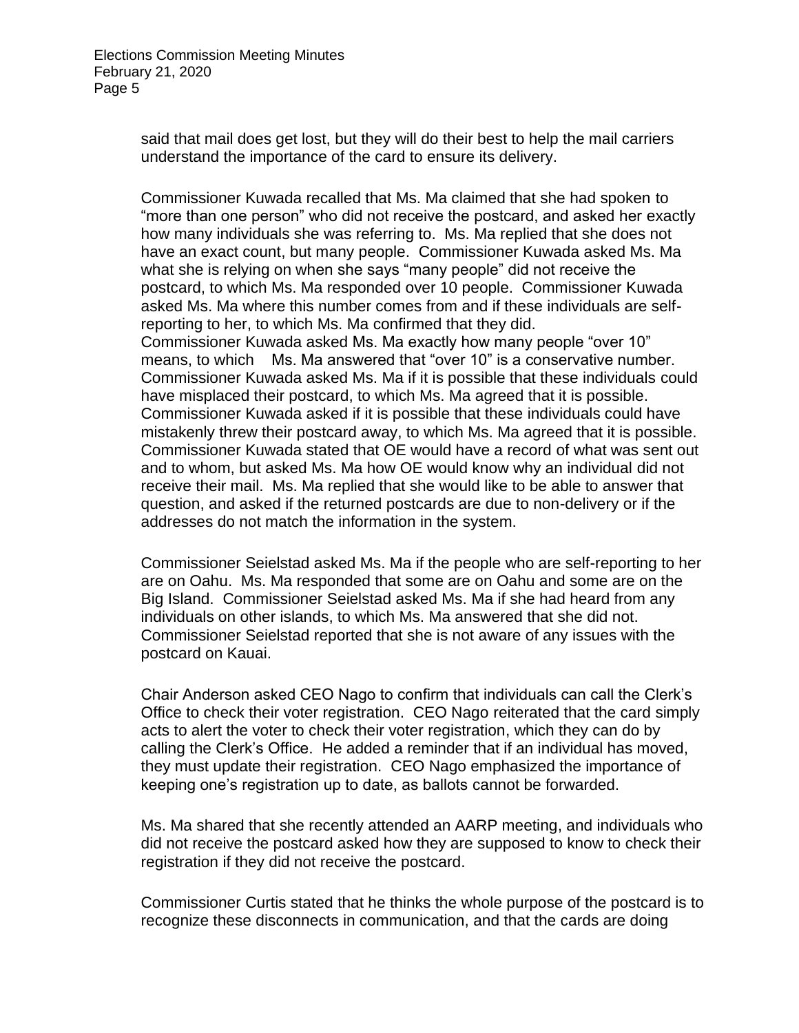said that mail does get lost, but they will do their best to help the mail carriers understand the importance of the card to ensure its delivery.

Commissioner Kuwada recalled that Ms. Ma claimed that she had spoken to "more than one person" who did not receive the postcard, and asked her exactly how many individuals she was referring to. Ms. Ma replied that she does not have an exact count, but many people. Commissioner Kuwada asked Ms. Ma what she is relying on when she says "many people" did not receive the postcard, to which Ms. Ma responded over 10 people. Commissioner Kuwada asked Ms. Ma where this number comes from and if these individuals are self-reporting to her, to which Ms. Ma confirmed that they did. Commissioner Kuwada asked Ms. Ma exactly how many people "over 10" means, to which Ms. Ma answered that "over 10" is a conservative number. Commissioner Kuwada asked Ms. Ma if it is possible that these individuals could have misplaced their postcard, to which Ms. Ma agreed that it is possible. Commissioner Kuwada asked if it is possible that these individuals could have mistakenly threw their postcard away, to which Ms. Ma agreed that it is possible. Commissioner Kuwada stated that OE would have a record of what was sent out and to whom, but asked Ms. Ma how OE would know why an individual did not receive their mail. Ms. Ma replied that she would like to be able to answer that question, and asked if the returned postcards are due to non-delivery or if the addresses do not match the information in the system.

Commissioner Seielstad asked Ms. Ma if the people who are self-reporting to her are on Oahu. Ms. Ma responded that some are on Oahu and some are on the Big Island. Commissioner Seielstad asked Ms. Ma if she had heard from any individuals on other islands, to which Ms. Ma answered that she did not. Commissioner Seielstad reported that she is not aware of any issues with the postcard on Kauai.

Chair Anderson asked CEO Nago to confirm that individuals can call the Clerk's Office to check their voter registration. CEO Nago reiterated that the card simply acts to alert the voter to check their voter registration, which they can do by calling the Clerk's Office. He added a reminder that if an individual has moved, they must update their registration. CEO Nago emphasized the importance of keeping one's registration up to date, as ballots cannot be forwarded.

Ms. Ma shared that she recently attended an AARP meeting, and individuals who did not receive the postcard asked how they are supposed to know to check their registration if they did not receive the postcard.

Commissioner Curtis stated that he thinks the whole purpose of the postcard is to recognize these disconnects in communication, and that the cards are doing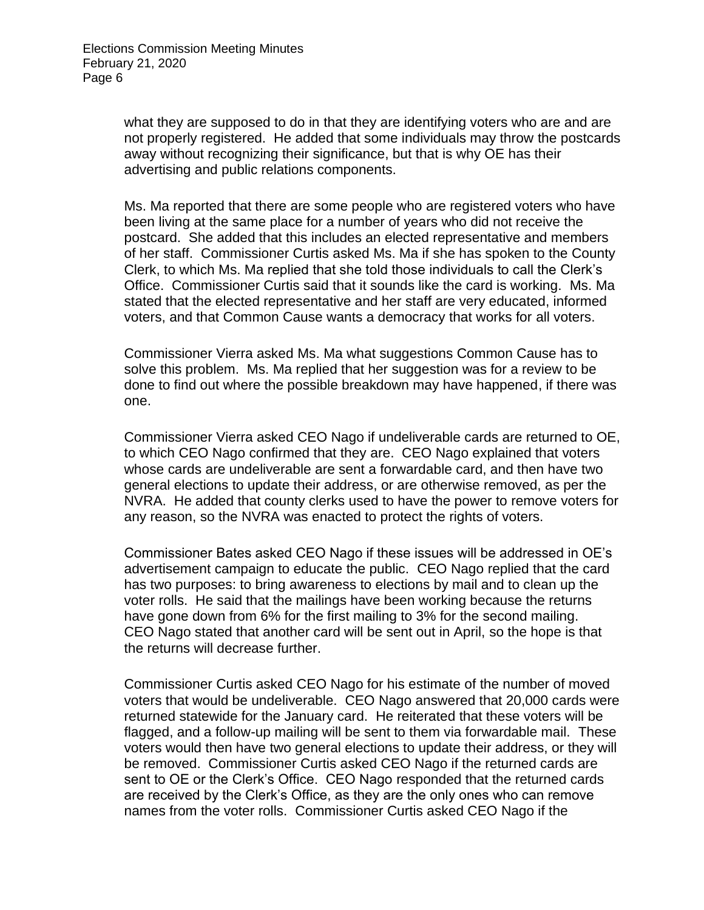what they are supposed to do in that they are identifying voters who are and are not properly registered. He added that some individuals may throw the postcards away without recognizing their significance, but that is why OE has their advertising and public relations components.

Ms. Ma reported that there are some people who are registered voters who have been living at the same place for a number of years who did not receive the postcard. She added that this includes an elected representative and members of her staff. Commissioner Curtis asked Ms. Ma if she has spoken to the County Clerk, to which Ms. Ma replied that she told those individuals to call the Clerk's Office. Commissioner Curtis said that it sounds like the card is working. Ms. Ma stated that the elected representative and her staff are very educated, informed voters, and that Common Cause wants a democracy that works for all voters.

Commissioner Vierra asked Ms. Ma what suggestions Common Cause has to solve this problem. Ms. Ma replied that her suggestion was for a review to be done to find out where the possible breakdown may have happened, if there was one.

Commissioner Vierra asked CEO Nago if undeliverable cards are returned to OE, to which CEO Nago confirmed that they are. CEO Nago explained that voters whose cards are undeliverable are sent a forwardable card, and then have two general elections to update their address, or are otherwise removed, as per the NVRA. He added that county clerks used to have the power to remove voters for any reason, so the NVRA was enacted to protect the rights of voters.

Commissioner Bates asked CEO Nago if these issues will be addressed in OE's advertisement campaign to educate the public. CEO Nago replied that the card has two purposes: to bring awareness to elections by mail and to clean up the voter rolls. He said that the mailings have been working because the returns have gone down from 6% for the first mailing to 3% for the second mailing. CEO Nago stated that another card will be sent out in April, so the hope is that the returns will decrease further.

Commissioner Curtis asked CEO Nago for his estimate of the number of moved voters that would be undeliverable. CEO Nago answered that 20,000 cards were returned statewide for the January card. He reiterated that these voters will be flagged, and a follow-up mailing will be sent to them via forwardable mail. These voters would then have two general elections to update their address, or they will be removed. Commissioner Curtis asked CEO Nago if the returned cards are sent to OE or the Clerk's Office. CEO Nago responded that the returned cards are received by the Clerk's Office, as they are the only ones who can remove names from the voter rolls. Commissioner Curtis asked CEO Nago if the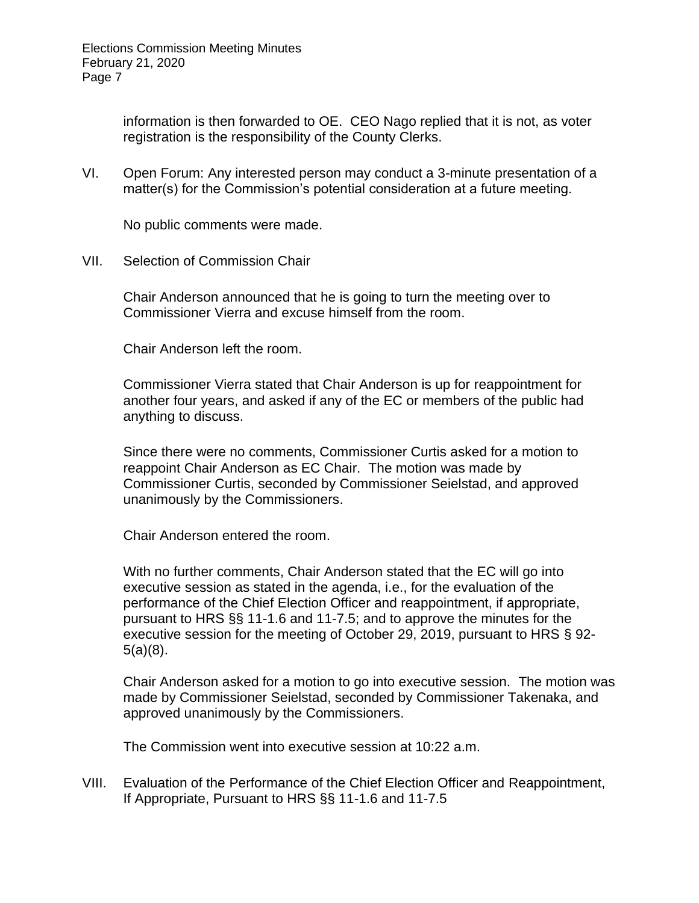information is then forwarded to OE. CEO Nago replied that it is not, as voter registration is the responsibility of the County Clerks.

VI. Open Forum: Any interested person may conduct a 3-minute presentation of a matter(s) for the Commission's potential consideration at a future meeting.

No public comments were made.

VII. Selection of Commission Chair

Chair Anderson announced that he is going to turn the meeting over to Commissioner Vierra and excuse himself from the room.

Chair Anderson left the room.

Commissioner Vierra stated that Chair Anderson is up for reappointment for another four years, and asked if any of the EC or members of the public had anything to discuss.

Since there were no comments, Commissioner Curtis asked for a motion to reappoint Chair Anderson as EC Chair. The motion was made by Commissioner Curtis, seconded by Commissioner Seielstad, and approved unanimously by the Commissioners.

Chair Anderson entered the room.

With no further comments, Chair Anderson stated that the EC will go into executive session as stated in the agenda, i.e., for the evaluation of the performance of the Chief Election Officer and reappointment, if appropriate, pursuant to HRS §§ 11-1.6 and 11-7.5; and to approve the minutes for the executive session for the meeting of October 29, 2019, pursuant to HRS § 92-5(a)(8).

Chair Anderson asked for a motion to go into executive session. The motion was made by Commissioner Seielstad, seconded by Commissioner Takenaka, and approved unanimously by the Commissioners.

The Commission went into executive session at 10:22 a.m.

VIII. Evaluation of the Performance of the Chief Election Officer and Reappointment, If Appropriate, Pursuant to HRS §§ 11-1.6 and 11-7.5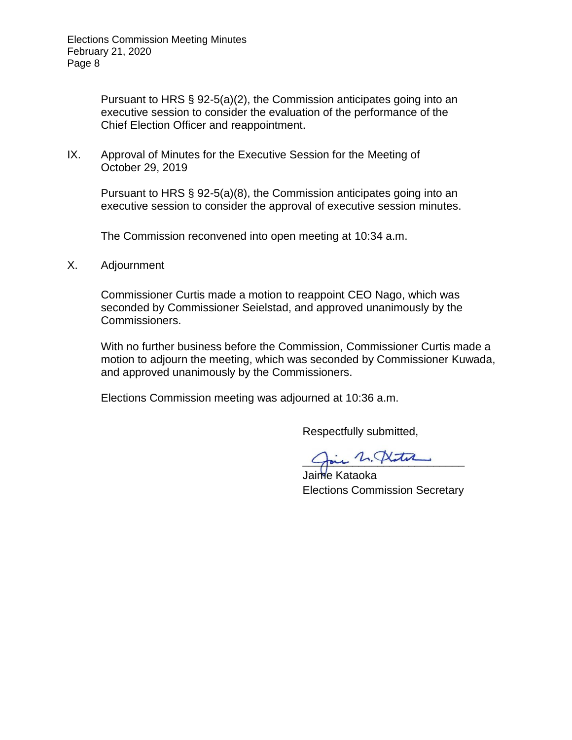Pursuant to HRS § 92-5(a)(2), the Commission anticipates going into an executive session to consider the evaluation of the performance of the Chief Election Officer and reappointment.

IX. Approval of Minutes for the Executive Session for the Meeting of October 29, 2019

Pursuant to HRS § 92-5(a)(8), the Commission anticipates going into an executive session to consider the approval of executive session minutes.

The Commission reconvened into open meeting at 10:34 a.m.

X. Adjournment

Commissioner Curtis made a motion to reappoint CEO Nago, which was seconded by Commissioner Seielstad, and approved unanimously by the Commissioners.

With no further business before the Commission, Commissioner Curtis made a motion to adjourn the meeting, which was seconded by Commissioner Kuwada, and approved unanimously by the Commissioners.

Elections Commission meeting was adjourned at 10:36 a.m.

Respectfully submitted,

Jaime Kataoka
Elections Commission Secretary